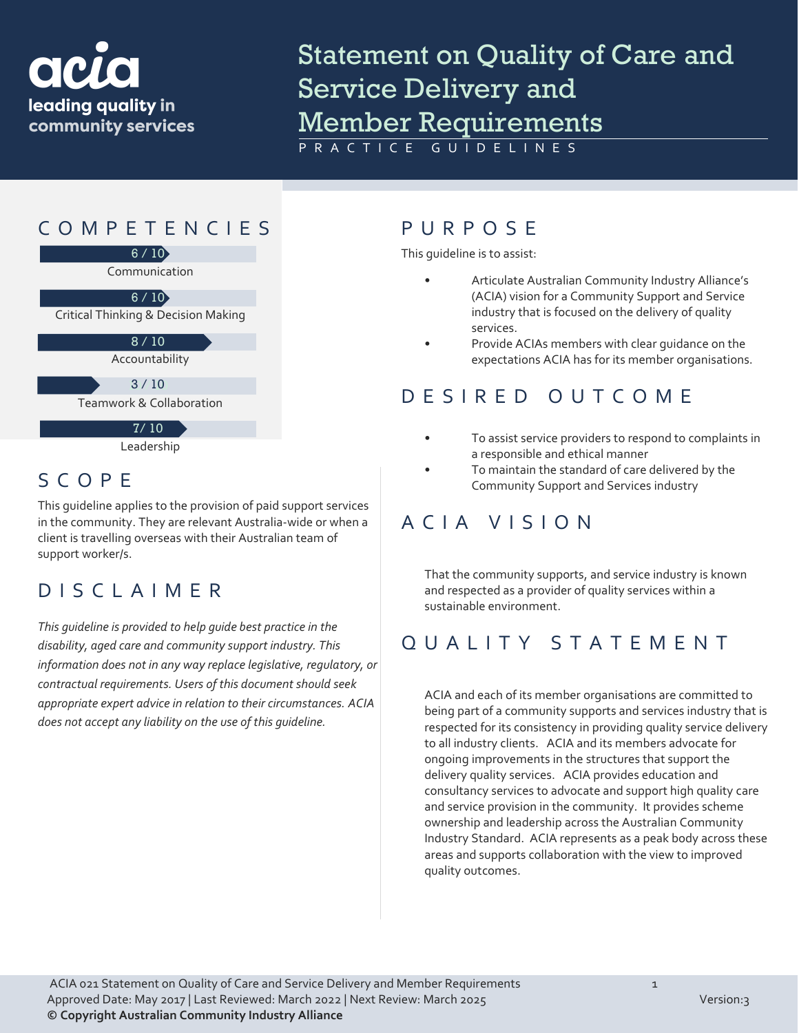# Statement on Quality of Care and Service Delivery and Member Requirements

PRACTICE GUIDELINES

## COMPETENCIES

6 / 10
Communication

6 / 10
Critical Thinking & Decision Making

8 / 10
Accountability

3 / 10
Teamwork & Collaboration

7/ 10
Leadership

## SCOPE

This guideline applies to the provision of paid support services in the community. They are relevant Australia-wide or when a client is travelling overseas with their Australian team of support worker/s.

## DISCLAIMER

*This guideline is provided to help guide best practice in the disability, aged care and community support industry. This information does not in any way replace legislative, regulatory, or contractual requirements. Users of this document should seek appropriate expert advice in relation to their circumstances. ACIA does not accept any liability on the use of this guideline.*

## PURPOSE

This guideline is to assist:

- Articulate Australian Community Industry Alliance's (ACIA) vision for a Community Support and Service industry that is focused on the delivery of quality services.
- Provide ACIAs members with clear guidance on the expectations ACIA has for its member organisations.

## DESIRED OUTCOME

- To assist service providers to respond to complaints in a responsible and ethical manner
- To maintain the standard of care delivered by the Community Support and Services industry

## ACIA VISION

That the community supports, and service industry is known and respected as a provider of quality services within a sustainable environment.

## QUALITY STATEMENT

ACIA and each of its member organisations are committed to being part of a community supports and services industry that is respected for its consistency in providing quality service delivery to all industry clients. ACIA and its members advocate for ongoing improvements in the structures that support the delivery quality services. ACIA provides education and consultancy services to advocate and support high quality care and service provision in the community. It provides scheme ownership and leadership across the Australian Community Industry Standard. ACIA represents as a peak body across these areas and supports collaboration with the view to improved quality outcomes.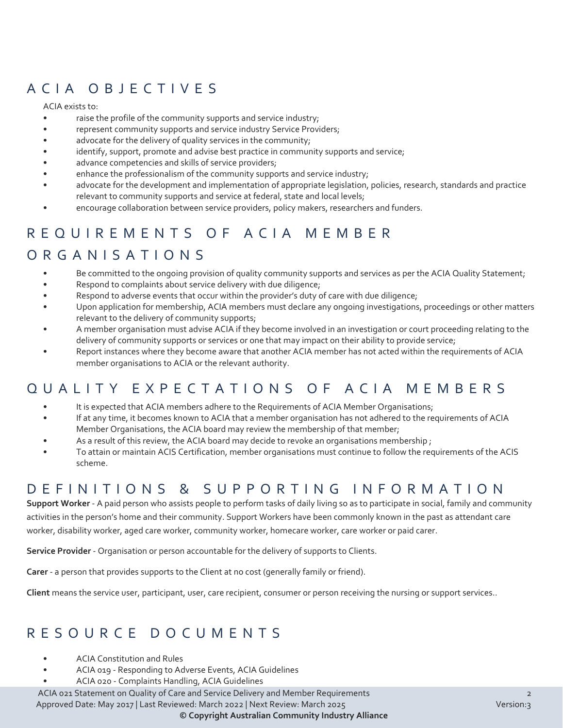## ACIA OBJECTIVES

ACIA exists to:

- raise the profile of the community supports and service industry;
- represent community supports and service industry Service Providers;
- advocate for the delivery of quality services in the community;
- identify, support, promote and advise best practice in community supports and service;
- advance competencies and skills of service providers;
- enhance the professionalism of the community supports and service industry;
- advocate for the development and implementation of appropriate legislation, policies, research, standards and practice relevant to community supports and service at federal, state and local levels;
- encourage collaboration between service providers, policy makers, researchers and funders.

## REQUIREMENTS OF ACIA MEMBER ORGANISATIONS

- Be committed to the ongoing provision of quality community supports and services as per the ACIA Quality Statement;
- Respond to complaints about service delivery with due diligence;
- Respond to adverse events that occur within the provider's duty of care with due diligence;
- Upon application for membership, ACIA members must declare any ongoing investigations, proceedings or other matters relevant to the delivery of community supports;
- A member organisation must advise ACIA if they become involved in an investigation or court proceeding relating to the delivery of community supports or services or one that may impact on their ability to provide service;
- Report instances where they become aware that another ACIA member has not acted within the requirements of ACIA member organisations to ACIA or the relevant authority.

## QUALITY EXPECTATIONS OF ACIA MEMBERS

- It is expected that ACIA members adhere to the Requirements of ACIA Member Organisations;
- If at any time, it becomes known to ACIA that a member organisation has not adhered to the requirements of ACIA Member Organisations, the ACIA board may review the membership of that member;
- As a result of this review, the ACIA board may decide to revoke an organisations membership ;
- To attain or maintain ACIS Certification, member organisations must continue to follow the requirements of the ACIS scheme.

## DEFINITIONS & SUPPORTING INFORMATION

**Support Worker** - A paid person who assists people to perform tasks of daily living so as to participate in social, family and community activities in the person's home and their community. Support Workers have been commonly known in the past as attendant care worker, disability worker, aged care worker, community worker, homecare worker, care worker or paid carer.

**Service Provider** - Organisation or person accountable for the delivery of supports to Clients.

**Carer** - a person that provides supports to the Client at no cost (generally family or friend).

**Client** means the service user, participant, user, care recipient, consumer or person receiving the nursing or support services..

## RESOURCE DOCUMENTS

- ACIA Constitution and Rules
- ACIA 019 - Responding to Adverse Events, ACIA Guidelines
- ACIA 020 - Complaints Handling, ACIA Guidelines